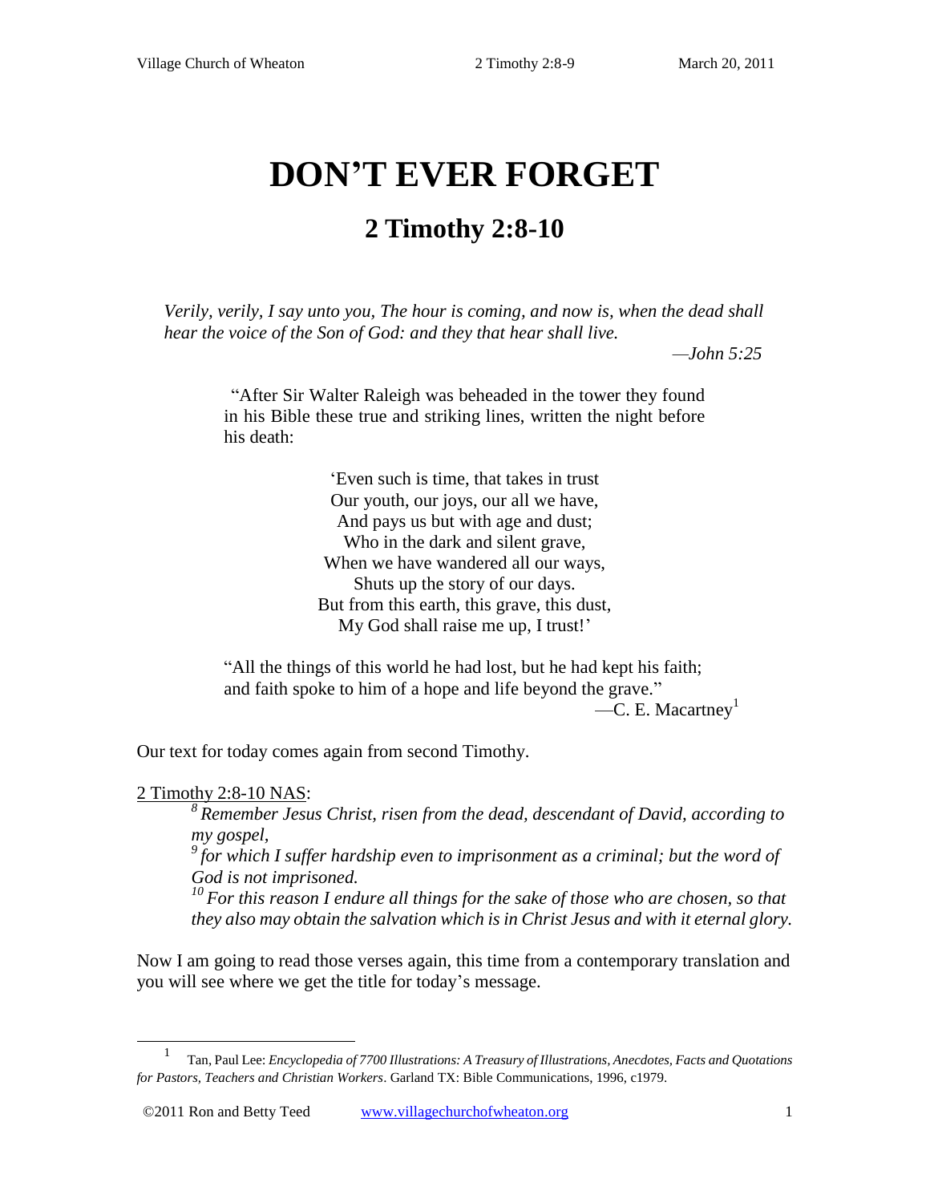# DON'T EVER FORGET

## 2 Timothy 2:8-10

> *Verily, verily, I say unto you, The hour is coming, and now is, when the dead shall hear the voice of the Son of God: and they that hear shall live.*
>
> —*John 5:25*

> "After Sir Walter Raleigh was beheaded in the tower they found in his Bible these true and striking lines, written the night before his death:
>
> 'Even such is time, that takes in trust
> Our youth, our joys, our all we have,
> And pays us but with age and dust;
> Who in the dark and silent grave,
> When we have wandered all our ways,
> Shuts up the story of our days.
> But from this earth, this grave, this dust,
> My God shall raise me up, I trust!'
>
> "All the things of this world he had lost, but he had kept his faith; and faith spoke to him of a hope and life beyond the grave."
>
> —C. E. Macartney[1]

Our text for today comes again from second Timothy.

2 Timothy 2:8-10 NAS:

> [8] *Remember Jesus Christ, risen from the dead, descendant of David, according to my gospel,*
> [9] *for which I suffer hardship even to imprisonment as a criminal; but the word of God is not imprisoned.*
> [10] *For this reason I endure all things for the sake of those who are chosen, so that they also may obtain the salvation which is in Christ Jesus and with it eternal glory.*

Now I am going to read those verses again, this time from a contemporary translation and you will see where we get the title for today's message.

---

[1] Tan, Paul Lee: *Encyclopedia of 7700 Illustrations: A Treasury of Illustrations, Anecdotes, Facts and Quotations for Pastors, Teachers and Christian Workers*. Garland TX: Bible Communications, 1996, c1979.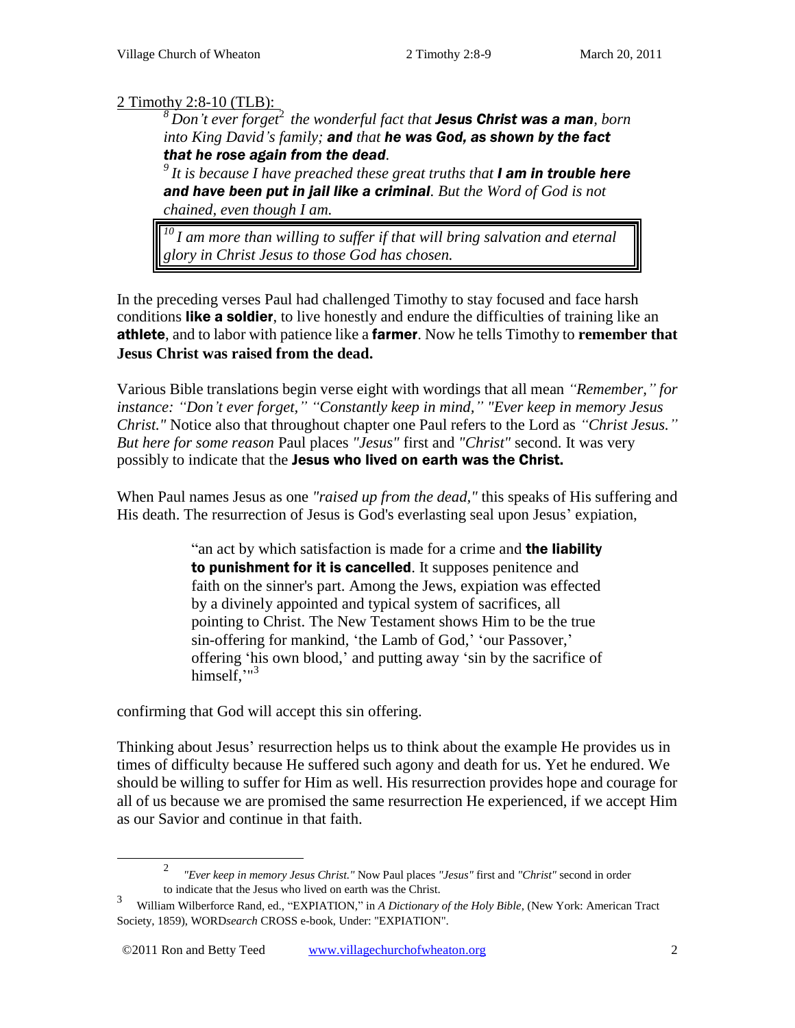2 Timothy 2:8-10 (TLB):

> [8] *Don't ever forget*[2] *the wonderful fact that* ***Jesus Christ was a man****, born into King David's family;* ***and*** *that* ***he was God, as shown by the fact that he rose again from the dead****.*
>
> [9] *It is because I have preached these great truths that* ***I am in trouble here and have been put in jail like a criminal****. But the Word of God is not chained, even though I am.*
>
> [10] *I am more than willing to suffer if that will bring salvation and eternal glory in Christ Jesus to those God has chosen.*

In the preceding verses Paul had challenged Timothy to stay focused and face harsh conditions **like a soldier**, to live honestly and endure the difficulties of training like an **athlete**, and to labor with patience like a **farmer**. Now he tells Timothy to **remember that Jesus Christ was raised from the dead.**

Various Bible translations begin verse eight with wordings that all mean *"Remember," for instance: "Don't ever forget," "Constantly keep in mind," "Ever keep in memory Jesus Christ."* Notice also that throughout chapter one Paul refers to the Lord as *"Christ Jesus." But here for some reason* Paul places *"Jesus"* first and *"Christ"* second. It was very possibly to indicate that the **Jesus who lived on earth was the Christ.**

When Paul names Jesus as one *"raised up from the dead,"* this speaks of His suffering and His death. The resurrection of Jesus is God's everlasting seal upon Jesus' expiation,

> "an act by which satisfaction is made for a crime and **the liability to punishment for it is cancelled**. It supposes penitence and faith on the sinner's part. Among the Jews, expiation was effected by a divinely appointed and typical system of sacrifices, all pointing to Christ. The New Testament shows Him to be the true sin-offering for mankind, 'the Lamb of God,' 'our Passover,' offering 'his own blood,' and putting away 'sin by the sacrifice of himself,'"[3]

confirming that God will accept this sin offering.

Thinking about Jesus' resurrection helps us to think about the example He provides us in times of difficulty because He suffered such agony and death for us. Yet he endured. We should be willing to suffer for Him as well. His resurrection provides hope and courage for all of us because we are promised the same resurrection He experienced, if we accept Him as our Savior and continue in that faith.

---

[2] *"Ever keep in memory Jesus Christ."* Now Paul places *"Jesus"* first and *"Christ"* second in order to indicate that the Jesus who lived on earth was the Christ.

[3] William Wilberforce Rand, ed., "EXPIATION," in *A Dictionary of the Holy Bible*, (New York: American Tract Society, 1859), WORD*search* CROSS e-book, Under: "EXPIATION".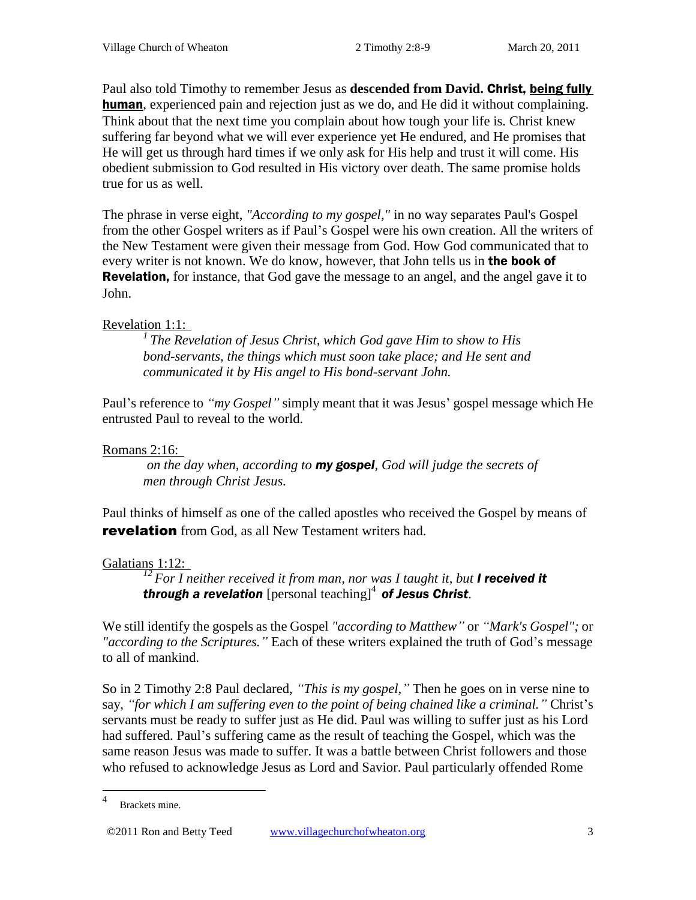Paul also told Timothy to remember Jesus as **descended from David. Christ, being fully human**, experienced pain and rejection just as we do, and He did it without complaining. Think about that the next time you complain about how tough your life is. Christ knew suffering far beyond what we will ever experience yet He endured, and He promises that He will get us through hard times if we only ask for His help and trust it will come. His obedient submission to God resulted in His victory over death. The same promise holds true for us as well.

The phrase in verse eight, *"According to my gospel,"* in no way separates Paul's Gospel from the other Gospel writers as if Paul's Gospel were his own creation. All the writers of the New Testament were given their message from God. How God communicated that to every writer is not known. We do know, however, that John tells us in **the book of Revelation,** for instance, that God gave the message to an angel, and the angel gave it to John.

Revelation 1:1:

> [1] *The Revelation of Jesus Christ, which God gave Him to show to His bond-servants, the things which must soon take place; and He sent and communicated it by His angel to His bond-servant John.*

Paul's reference to *"my Gospel"* simply meant that it was Jesus' gospel message which He entrusted Paul to reveal to the world.

Romans 2:16:

> *on the day when, according to* ***my gospel****, God will judge the secrets of men through Christ Jesus.*

Paul thinks of himself as one of the called apostles who received the Gospel by means of **revelation** from God, as all New Testament writers had.

Galatians 1:12:

> [12] *For I neither received it from man, nor was I taught it, but* ***I received it through a revelation*** [personal teaching][4] ***of Jesus Christ****.*

We still identify the gospels as the Gospel *"according to Matthew"* or *"Mark's Gospel";* or *"according to the Scriptures."* Each of these writers explained the truth of God's message to all of mankind.

So in 2 Timothy 2:8 Paul declared, *"This is my gospel,"* Then he goes on in verse nine to say, *"for which I am suffering even to the point of being chained like a criminal."* Christ's servants must be ready to suffer just as He did. Paul was willing to suffer just as his Lord had suffered. Paul's suffering came as the result of teaching the Gospel, which was the same reason Jesus was made to suffer. It was a battle between Christ followers and those who refused to acknowledge Jesus as Lord and Savior. Paul particularly offended Rome

---

[4] Brackets mine.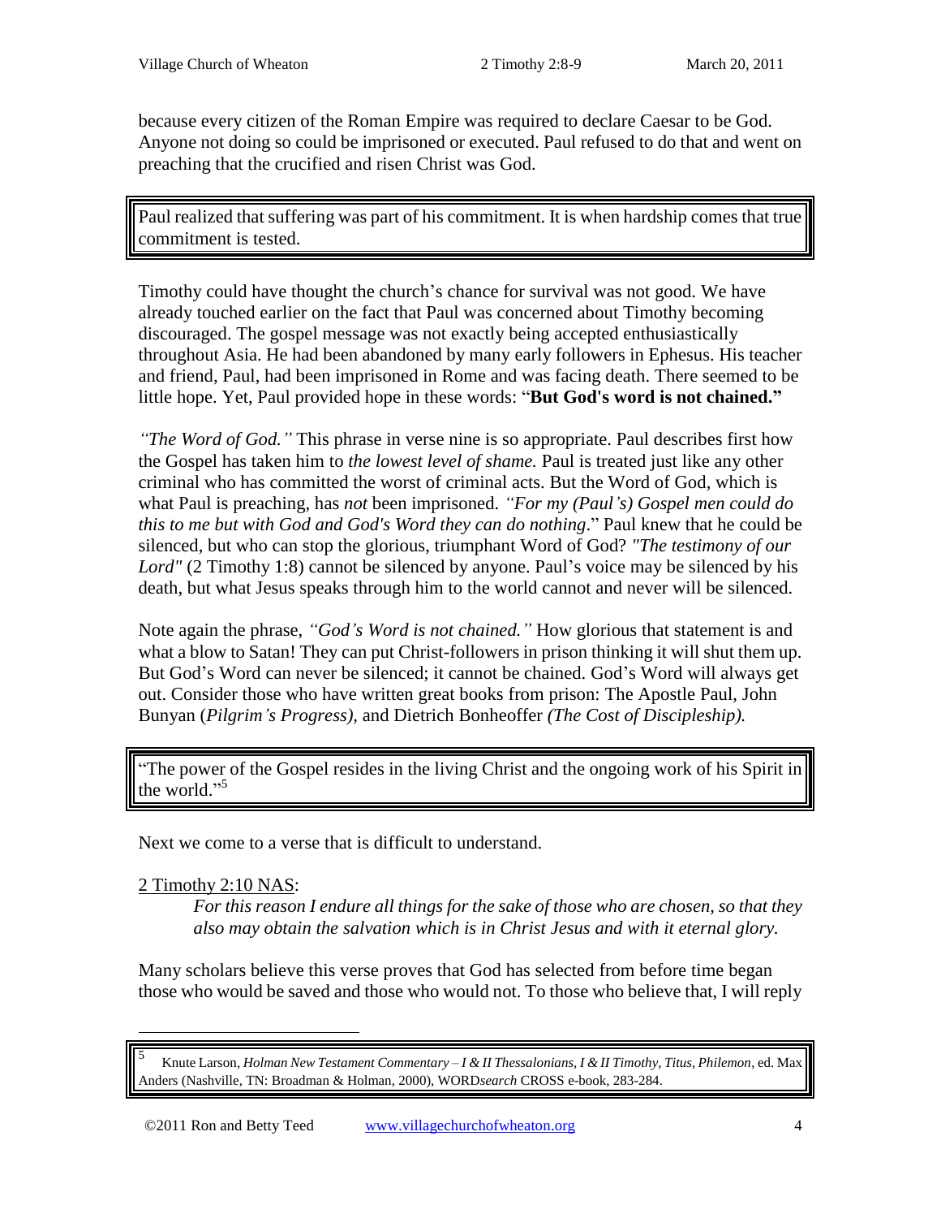because every citizen of the Roman Empire was required to declare Caesar to be God. Anyone not doing so could be imprisoned or executed. Paul refused to do that and went on preaching that the crucified and risen Christ was God.

> Paul realized that suffering was part of his commitment. It is when hardship comes that true commitment is tested.

Timothy could have thought the church's chance for survival was not good. We have already touched earlier on the fact that Paul was concerned about Timothy becoming discouraged. The gospel message was not exactly being accepted enthusiastically throughout Asia. He had been abandoned by many early followers in Ephesus. His teacher and friend, Paul, had been imprisoned in Rome and was facing death. There seemed to be little hope. Yet, Paul provided hope in these words: "**But God's word is not chained.**"

*"The Word of God."* This phrase in verse nine is so appropriate. Paul describes first how the Gospel has taken him to *the lowest level of shame.* Paul is treated just like any other criminal who has committed the worst of criminal acts. But the Word of God, which is what Paul is preaching, has *not* been imprisoned. *"For my (Paul's) Gospel men could do this to me but with God and God's Word they can do nothing*." Paul knew that he could be silenced, but who can stop the glorious, triumphant Word of God? *"The testimony of our Lord"* (2 Timothy 1:8) cannot be silenced by anyone. Paul's voice may be silenced by his death, but what Jesus speaks through him to the world cannot and never will be silenced.

Note again the phrase, *"God's Word is not chained."* How glorious that statement is and what a blow to Satan! They can put Christ-followers in prison thinking it will shut them up. But God's Word can never be silenced; it cannot be chained. God's Word will always get out. Consider those who have written great books from prison: The Apostle Paul, John Bunyan (*Pilgrim's Progress),* and Dietrich Bonheoffer *(The Cost of Discipleship).*

> "The power of the Gospel resides in the living Christ and the ongoing work of his Spirit in the world."[5]

Next we come to a verse that is difficult to understand.

2 Timothy 2:10 NAS:

> *For this reason I endure all things for the sake of those who are chosen, so that they also may obtain the salvation which is in Christ Jesus and with it eternal glory.*

Many scholars believe this verse proves that God has selected from before time began those who would be saved and those who would not. To those who believe that, I will reply

---

[5] Knute Larson, *Holman New Testament Commentary – I & II Thessalonians, I & II Timothy, Titus, Philemon*, ed. Max Anders (Nashville, TN: Broadman & Holman, 2000), WORD*search* CROSS e-book, 283-284.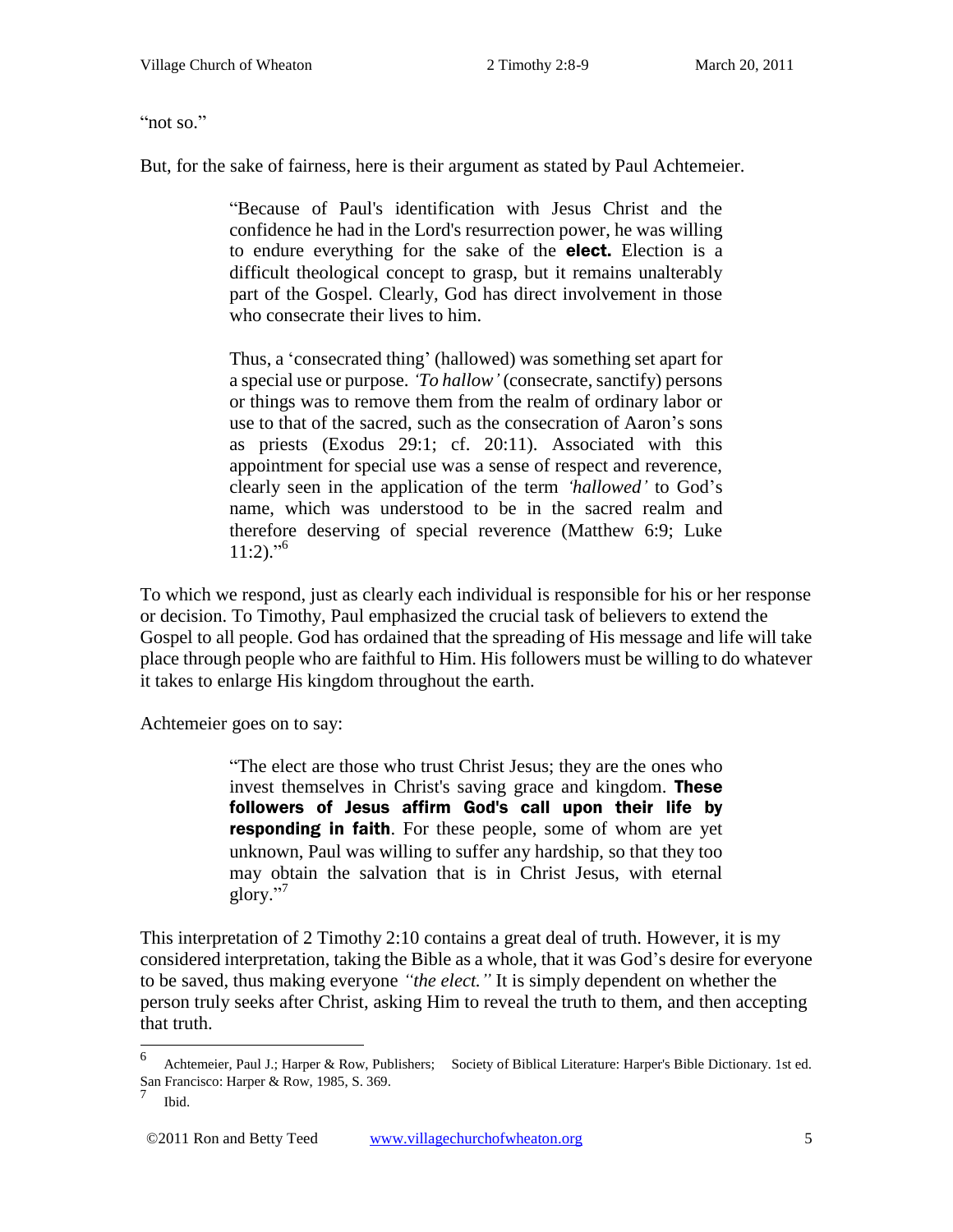"not so."

But, for the sake of fairness, here is their argument as stated by Paul Achtemeier.

> "Because of Paul's identification with Jesus Christ and the confidence he had in the Lord's resurrection power, he was willing to endure everything for the sake of the **elect.** Election is a difficult theological concept to grasp, but it remains unalterably part of the Gospel. Clearly, God has direct involvement in those who consecrate their lives to him.
>
> Thus, a 'consecrated thing' (hallowed) was something set apart for a special use or purpose. *'To hallow'* (consecrate, sanctify) persons or things was to remove them from the realm of ordinary labor or use to that of the sacred, such as the consecration of Aaron's sons as priests (Exodus 29:1; cf. 20:11). Associated with this appointment for special use was a sense of respect and reverence, clearly seen in the application of the term *'hallowed'* to God's name, which was understood to be in the sacred realm and therefore deserving of special reverence (Matthew 6:9; Luke 11:2)."[6]

To which we respond, just as clearly each individual is responsible for his or her response or decision. To Timothy, Paul emphasized the crucial task of believers to extend the Gospel to all people. God has ordained that the spreading of His message and life will take place through people who are faithful to Him. His followers must be willing to do whatever it takes to enlarge His kingdom throughout the earth.

Achtemeier goes on to say:

> "The elect are those who trust Christ Jesus; they are the ones who invest themselves in Christ's saving grace and kingdom. **These followers of Jesus affirm God's call upon their life by responding in faith**. For these people, some of whom are yet unknown, Paul was willing to suffer any hardship, so that they too may obtain the salvation that is in Christ Jesus, with eternal glory."[7]

This interpretation of 2 Timothy 2:10 contains a great deal of truth. However, it is my considered interpretation, taking the Bible as a whole, that it was God's desire for everyone to be saved, thus making everyone *"the elect."* It is simply dependent on whether the person truly seeks after Christ, asking Him to reveal the truth to them, and then accepting that truth.

---

[6] Achtemeier, Paul J.; Harper & Row, Publishers; Society of Biblical Literature: Harper's Bible Dictionary. 1st ed. San Francisco: Harper & Row, 1985, S. 369.

[7] Ibid.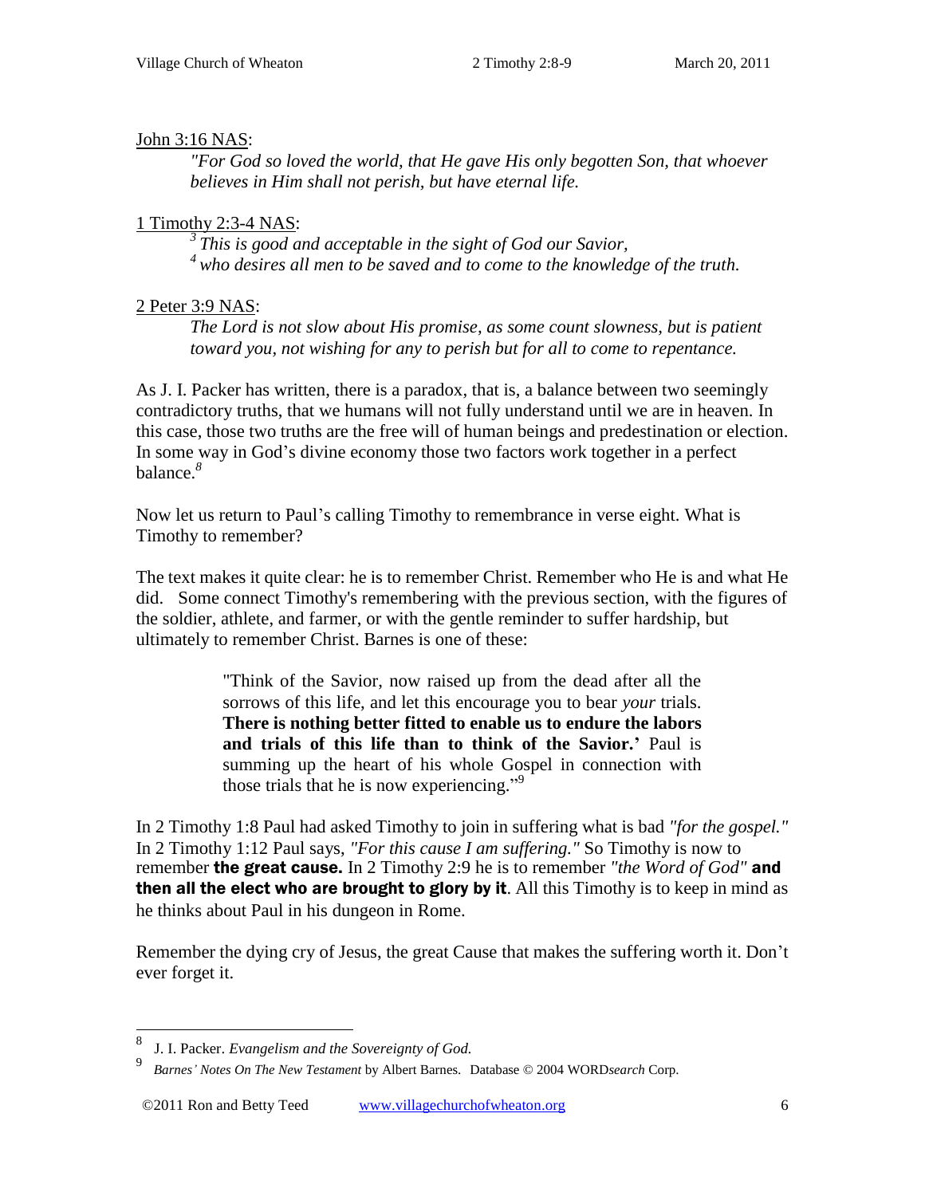John 3:16 NAS:

> *"For God so loved the world, that He gave His only begotten Son, that whoever believes in Him shall not perish, but have eternal life.*

1 Timothy 2:3-4 NAS:

> [3] *This is good and acceptable in the sight of God our Savior,*
> [4] *who desires all men to be saved and to come to the knowledge of the truth.*

2 Peter 3:9 NAS:

> *The Lord is not slow about His promise, as some count slowness, but is patient toward you, not wishing for any to perish but for all to come to repentance.*

As J. I. Packer has written, there is a paradox, that is, a balance between two seemingly contradictory truths, that we humans will not fully understand until we are in heaven. In this case, those two truths are the free will of human beings and predestination or election. In some way in God's divine economy those two factors work together in a perfect balance.[8]

Now let us return to Paul's calling Timothy to remembrance in verse eight. What is Timothy to remember?

The text makes it quite clear: he is to remember Christ. Remember who He is and what He did. Some connect Timothy's remembering with the previous section, with the figures of the soldier, athlete, and farmer, or with the gentle reminder to suffer hardship, but ultimately to remember Christ. Barnes is one of these:

> "Think of the Savior, now raised up from the dead after all the sorrows of this life, and let this encourage you to bear *your* trials. **There is nothing better fitted to enable us to endure the labors and trials of this life than to think of the Savior.'** Paul is summing up the heart of his whole Gospel in connection with those trials that he is now experiencing."[9]

In 2 Timothy 1:8 Paul had asked Timothy to join in suffering what is bad *"for the gospel."* In 2 Timothy 1:12 Paul says, *"For this cause I am suffering."* So Timothy is now to remember **the great cause.** In 2 Timothy 2:9 he is to remember *"the Word of God"* **and then all the elect who are brought to glory by it**. All this Timothy is to keep in mind as he thinks about Paul in his dungeon in Rome.

Remember the dying cry of Jesus, the great Cause that makes the suffering worth it. Don't ever forget it.

---

[8] J. I. Packer. *Evangelism and the Sovereignty of God.*

[9] *Barnes' Notes On The New Testament* by Albert Barnes. Database © 2004 WORD*search* Corp.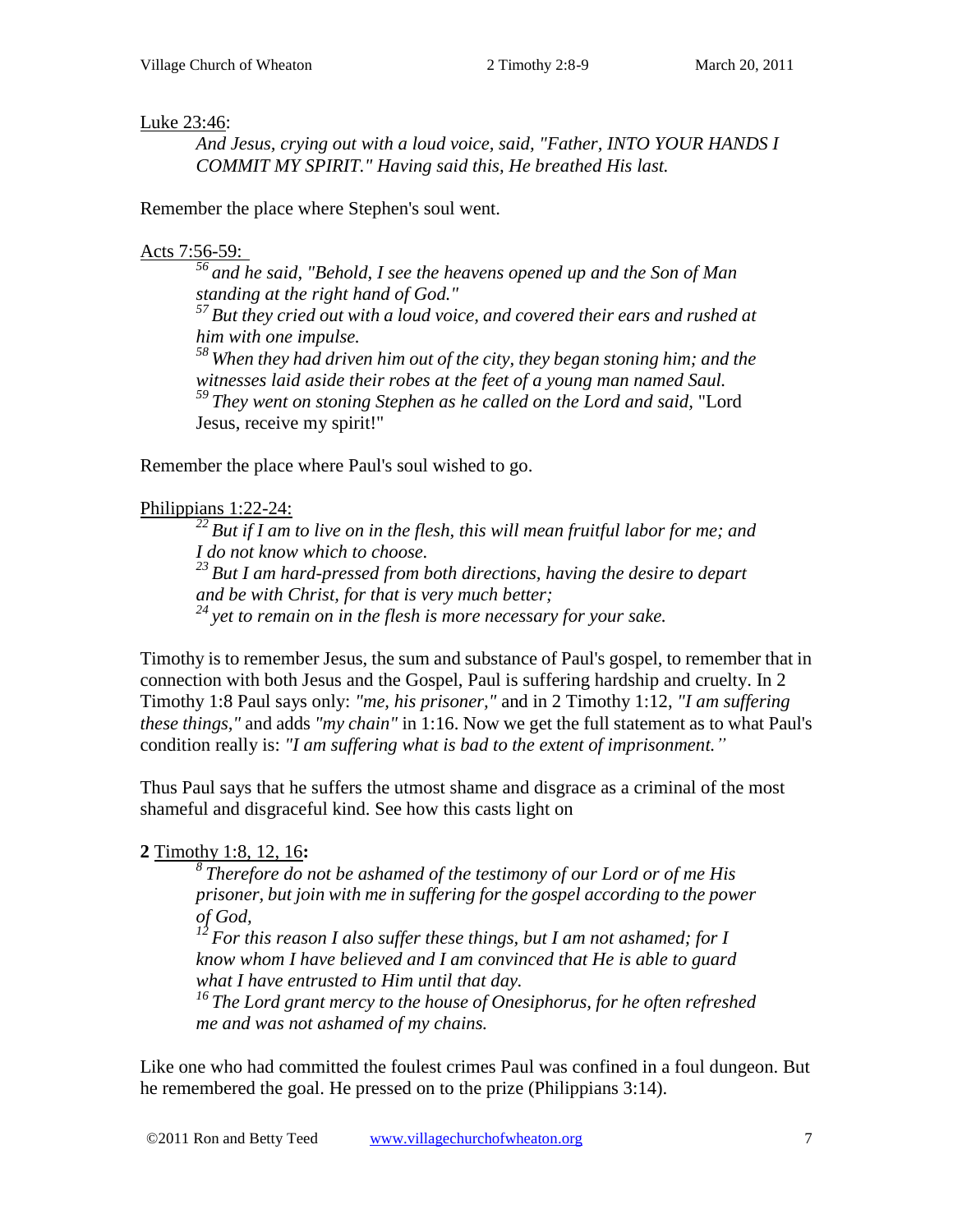Luke 23:46:

> *And Jesus, crying out with a loud voice, said, "Father, INTO YOUR HANDS I COMMIT MY SPIRIT." Having said this, He breathed His last.*

Remember the place where Stephen's soul went.

Acts 7:56-59:

> [56] *and he said, "Behold, I see the heavens opened up and the Son of Man standing at the right hand of God."*
> [57] *But they cried out with a loud voice, and covered their ears and rushed at him with one impulse.*
> [58] *When they had driven him out of the city, they began stoning him; and the witnesses laid aside their robes at the feet of a young man named Saul.*
> [59] *They went on stoning Stephen as he called on the Lord and said,* "Lord Jesus, receive my spirit!"

Remember the place where Paul's soul wished to go.

Philippians 1:22-24:

> [22] *But if I am to live on in the flesh, this will mean fruitful labor for me; and I do not know which to choose.*
> [23] *But I am hard-pressed from both directions, having the desire to depart and be with Christ, for that is very much better;*
> [24] *yet to remain on in the flesh is more necessary for your sake.*

Timothy is to remember Jesus, the sum and substance of Paul's gospel, to remember that in connection with both Jesus and the Gospel, Paul is suffering hardship and cruelty. In 2 Timothy 1:8 Paul says only: *"me, his prisoner,"* and in 2 Timothy 1:12, *"I am suffering these things,"* and adds *"my chain"* in 1:16. Now we get the full statement as to what Paul's condition really is: *"I am suffering what is bad to the extent of imprisonment."*

Thus Paul says that he suffers the utmost shame and disgrace as a criminal of the most shameful and disgraceful kind. See how this casts light on

**2** Timothy 1:8, 12, 16**:**

> [8] *Therefore do not be ashamed of the testimony of our Lord or of me His prisoner, but join with me in suffering for the gospel according to the power of God,*
> [12] *For this reason I also suffer these things, but I am not ashamed; for I know whom I have believed and I am convinced that He is able to guard what I have entrusted to Him until that day.*
> [16] *The Lord grant mercy to the house of Onesiphorus, for he often refreshed me and was not ashamed of my chains.*

Like one who had committed the foulest crimes Paul was confined in a foul dungeon. But he remembered the goal. He pressed on to the prize (Philippians 3:14).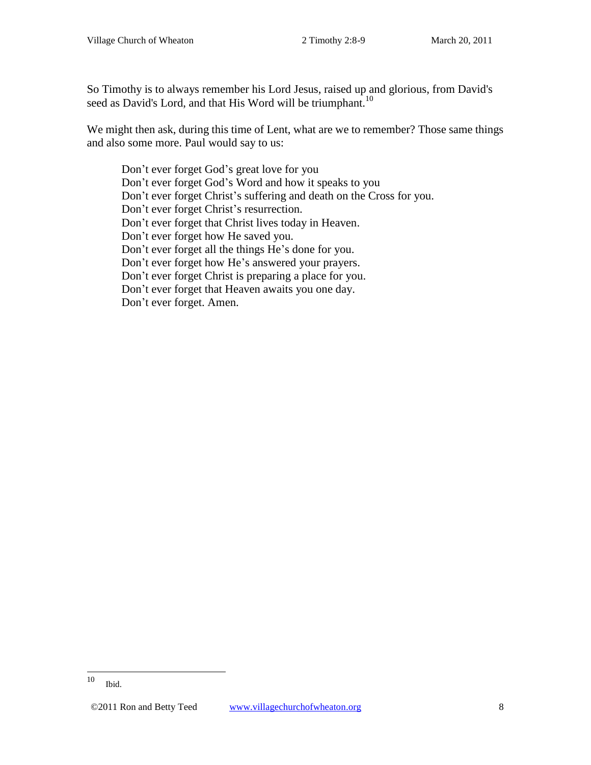So Timothy is to always remember his Lord Jesus, raised up and glorious, from David's seed as David's Lord, and that His Word will be triumphant.[10]

We might then ask, during this time of Lent, what are we to remember? Those same things and also some more. Paul would say to us:

> Don't ever forget God's great love for you
> Don't ever forget God's Word and how it speaks to you
> Don't ever forget Christ's suffering and death on the Cross for you.
> Don't ever forget Christ's resurrection.
> Don't ever forget that Christ lives today in Heaven.
> Don't ever forget how He saved you.
> Don't ever forget all the things He's done for you.
> Don't ever forget how He's answered your prayers.
> Don't ever forget Christ is preparing a place for you.
> Don't ever forget that Heaven awaits you one day.
> Don't ever forget. Amen.

---

[10] Ibid.